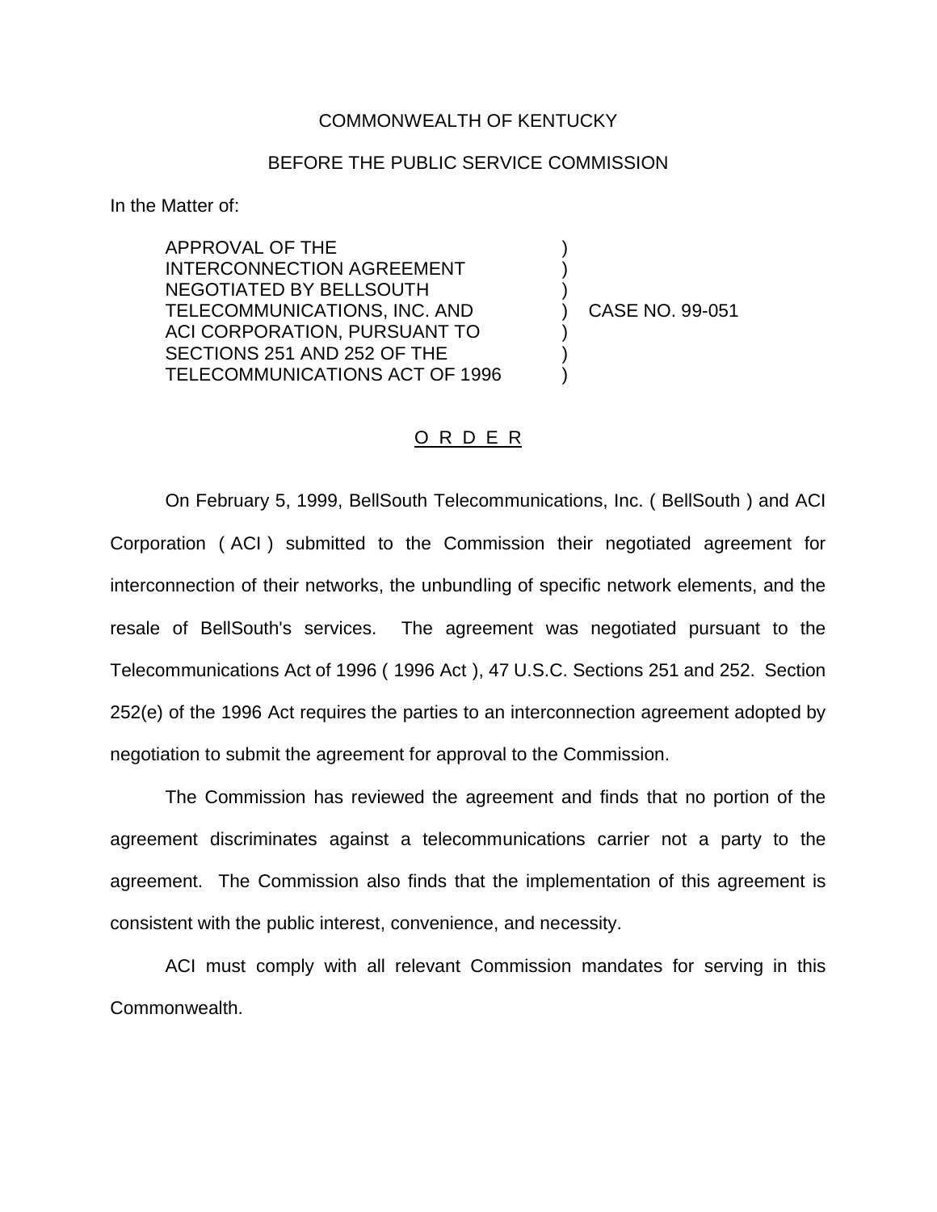COMMONWEALTH OF KENTUCKY

BEFORE THE PUBLIC SERVICE COMMISSION

In the Matter of:

APPROVAL OF THE INTERCONNECTION AGREEMENT NEGOTIATED BY BELLSOUTH TELECOMMUNICATIONS, INC. AND ACI CORPORATION, PURSUANT TO SECTIONS 251 AND 252 OF THE TELECOMMUNICATIONS ACT OF 1996 ) CASE NO. 99-051

## O R D E R

On February 5, 1999, BellSouth Telecommunications, Inc. ( BellSouth ) and ACI Corporation ( ACI ) submitted to the Commission their negotiated agreement for interconnection of their networks, the unbundling of specific network elements, and the resale of BellSouth's services. The agreement was negotiated pursuant to the Telecommunications Act of 1996 ( 1996 Act ), 47 U.S.C. Sections 251 and 252. Section 252(e) of the 1996 Act requires the parties to an interconnection agreement adopted by negotiation to submit the agreement for approval to the Commission.

The Commission has reviewed the agreement and finds that no portion of the agreement discriminates against a telecommunications carrier not a party to the agreement. The Commission also finds that the implementation of this agreement is consistent with the public interest, convenience, and necessity.

ACI must comply with all relevant Commission mandates for serving in this Commonwealth.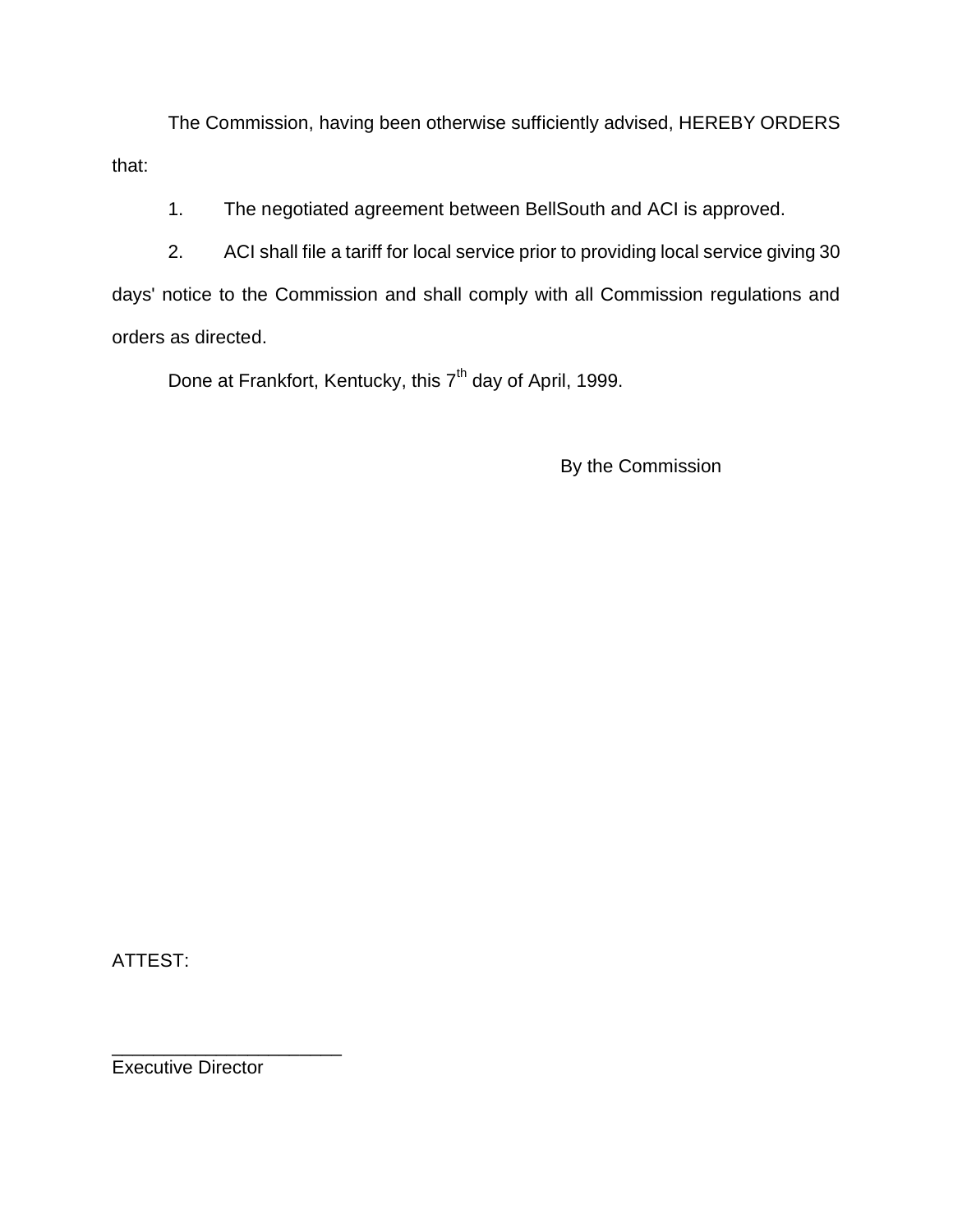The Commission, having been otherwise sufficiently advised, HEREBY ORDERS that:

1. The negotiated agreement between BellSouth and ACI is approved.

2. ACI shall file a tariff for local service prior to providing local service giving 30 days' notice to the Commission and shall comply with all Commission regulations and orders as directed.

Done at Frankfort, Kentucky, this 7th day of April, 1999.

By the Commission

ATTEST:

_______________________
Executive Director